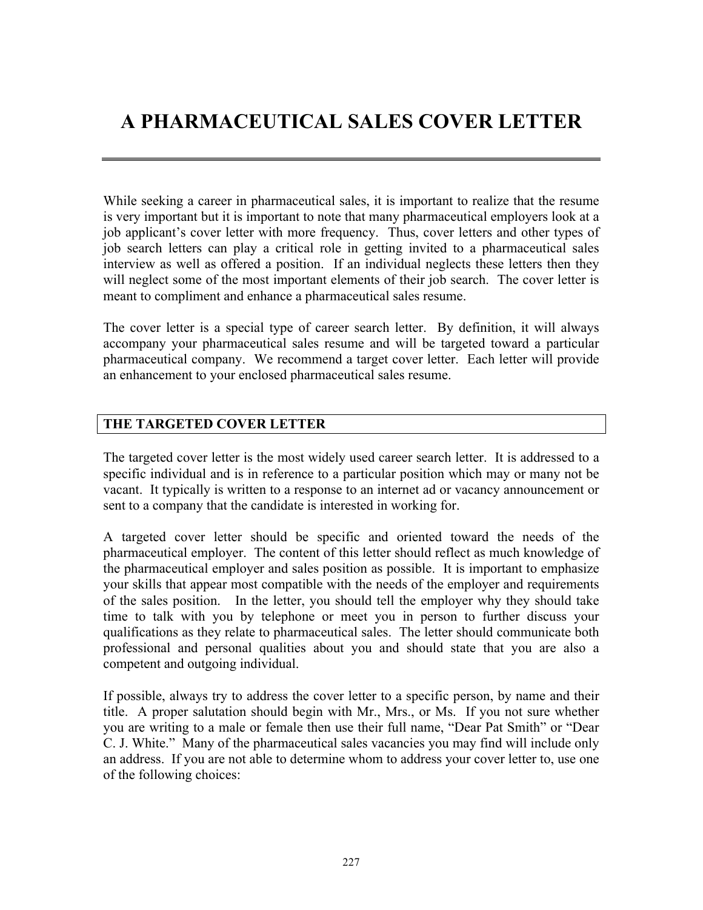# A PHARMACEUTICAL SALES COVER LETTER

While seeking a career in pharmaceutical sales, it is important to realize that the resume is very important but it is important to note that many pharmaceutical employers look at a job applicant's cover letter with more frequency. Thus, cover letters and other types of job search letters can play a critical role in getting invited to a pharmaceutical sales interview as well as offered a position. If an individual neglects these letters then they will neglect some of the most important elements of their job search. The cover letter is meant to compliment and enhance a pharmaceutical sales resume.

The cover letter is a special type of career search letter. By definition, it will always accompany your pharmaceutical sales resume and will be targeted toward a particular pharmaceutical company. We recommend a target cover letter. Each letter will provide an enhancement to your enclosed pharmaceutical sales resume.

## THE TARGETED COVER LETTER

The targeted cover letter is the most widely used career search letter. It is addressed to a specific individual and is in reference to a particular position which may or many not be vacant. It typically is written to a response to an internet ad or vacancy announcement or sent to a company that the candidate is interested in working for.

A targeted cover letter should be specific and oriented toward the needs of the pharmaceutical employer. The content of this letter should reflect as much knowledge of the pharmaceutical employer and sales position as possible. It is important to emphasize your skills that appear most compatible with the needs of the employer and requirements of the sales position. In the letter, you should tell the employer why they should take time to talk with you by telephone or meet you in person to further discuss your qualifications as they relate to pharmaceutical sales. The letter should communicate both professional and personal qualities about you and should state that you are also a competent and outgoing individual.

If possible, always try to address the cover letter to a specific person, by name and their title. A proper salutation should begin with Mr., Mrs., or Ms. If you not sure whether you are writing to a male or female then use their full name, "Dear Pat Smith" or "Dear C. J. White." Many of the pharmaceutical sales vacancies you may find will include only an address. If you are not able to determine whom to address your cover letter to, use one of the following choices: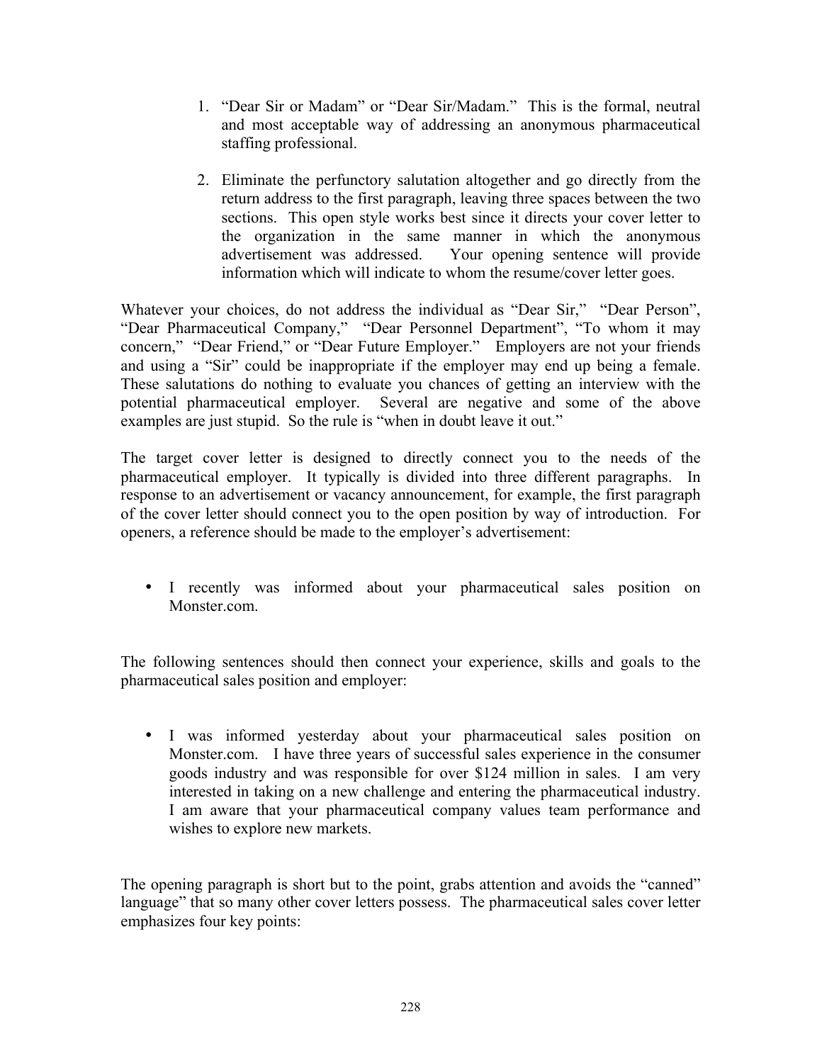1. "Dear Sir or Madam" or "Dear Sir/Madam." This is the formal, neutral and most acceptable way of addressing an anonymous pharmaceutical staffing professional.

2. Eliminate the perfunctory salutation altogether and go directly from the return address to the first paragraph, leaving three spaces between the two sections. This open style works best since it directs your cover letter to the organization in the same manner in which the anonymous advertisement was addressed. Your opening sentence will provide information which will indicate to whom the resume/cover letter goes.

Whatever your choices, do not address the individual as "Dear Sir," "Dear Person", "Dear Pharmaceutical Company," "Dear Personnel Department", "To whom it may concern," "Dear Friend," or "Dear Future Employer." Employers are not your friends and using a "Sir" could be inappropriate if the employer may end up being a female. These salutations do nothing to evaluate you chances of getting an interview with the potential pharmaceutical employer. Several are negative and some of the above examples are just stupid. So the rule is "when in doubt leave it out."

The target cover letter is designed to directly connect you to the needs of the pharmaceutical employer. It typically is divided into three different paragraphs. In response to an advertisement or vacancy announcement, for example, the first paragraph of the cover letter should connect you to the open position by way of introduction. For openers, a reference should be made to the employer's advertisement:

- I recently was informed about your pharmaceutical sales position on Monster.com.

The following sentences should then connect your experience, skills and goals to the pharmaceutical sales position and employer:

- I was informed yesterday about your pharmaceutical sales position on Monster.com. I have three years of successful sales experience in the consumer goods industry and was responsible for over $124 million in sales. I am very interested in taking on a new challenge and entering the pharmaceutical industry. I am aware that your pharmaceutical company values team performance and wishes to explore new markets.

The opening paragraph is short but to the point, grabs attention and avoids the "canned" language" that so many other cover letters possess. The pharmaceutical sales cover letter emphasizes four key points: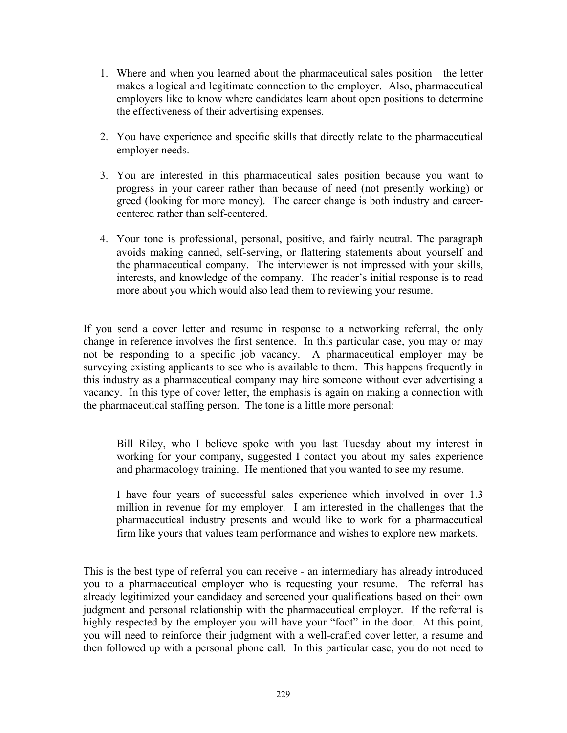1. Where and when you learned about the pharmaceutical sales position—the letter makes a logical and legitimate connection to the employer. Also, pharmaceutical employers like to know where candidates learn about open positions to determine the effectiveness of their advertising expenses.

2. You have experience and specific skills that directly relate to the pharmaceutical employer needs.

3. You are interested in this pharmaceutical sales position because you want to progress in your career rather than because of need (not presently working) or greed (looking for more money). The career change is both industry and career-centered rather than self-centered.

4. Your tone is professional, personal, positive, and fairly neutral. The paragraph avoids making canned, self-serving, or flattering statements about yourself and the pharmaceutical company. The interviewer is not impressed with your skills, interests, and knowledge of the company. The reader's initial response is to read more about you which would also lead them to reviewing your resume.

If you send a cover letter and resume in response to a networking referral, the only change in reference involves the first sentence. In this particular case, you may or may not be responding to a specific job vacancy. A pharmaceutical employer may be surveying existing applicants to see who is available to them. This happens frequently in this industry as a pharmaceutical company may hire someone without ever advertising a vacancy. In this type of cover letter, the emphasis is again on making a connection with the pharmaceutical staffing person. The tone is a little more personal:

> Bill Riley, who I believe spoke with you last Tuesday about my interest in working for your company, suggested I contact you about my sales experience and pharmacology training. He mentioned that you wanted to see my resume.
>
> I have four years of successful sales experience which involved in over 1.3 million in revenue for my employer. I am interested in the challenges that the pharmaceutical industry presents and would like to work for a pharmaceutical firm like yours that values team performance and wishes to explore new markets.

This is the best type of referral you can receive - an intermediary has already introduced you to a pharmaceutical employer who is requesting your resume. The referral has already legitimized your candidacy and screened your qualifications based on their own judgment and personal relationship with the pharmaceutical employer. If the referral is highly respected by the employer you will have your "foot" in the door. At this point, you will need to reinforce their judgment with a well-crafted cover letter, a resume and then followed up with a personal phone call. In this particular case, you do not need to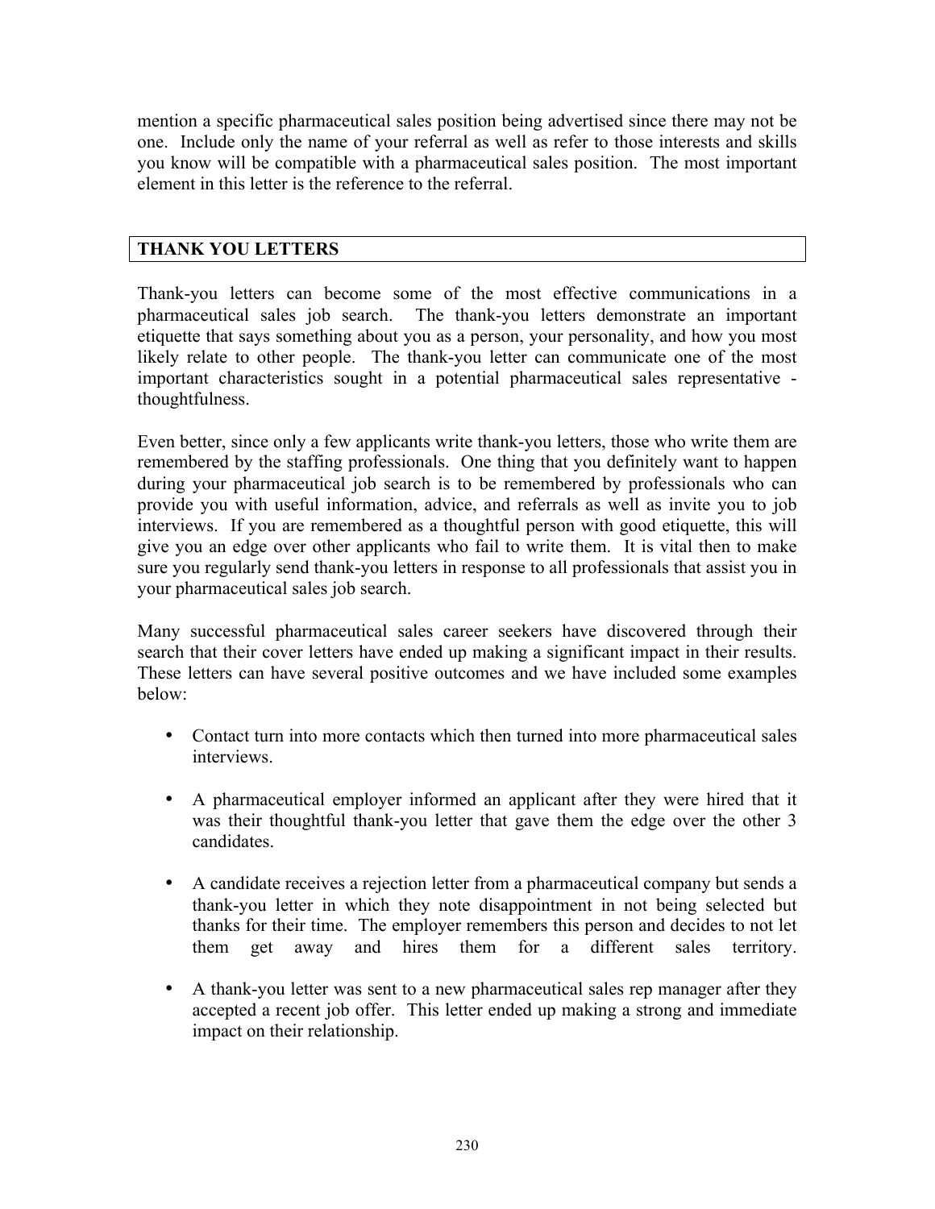mention a specific pharmaceutical sales position being advertised since there may not be one. Include only the name of your referral as well as refer to those interests and skills you know will be compatible with a pharmaceutical sales position. The most important element in this letter is the reference to the referral.

## THANK YOU LETTERS

Thank-you letters can become some of the most effective communications in a pharmaceutical sales job search. The thank-you letters demonstrate an important etiquette that says something about you as a person, your personality, and how you most likely relate to other people. The thank-you letter can communicate one of the most important characteristics sought in a potential pharmaceutical sales representative - thoughtfulness.

Even better, since only a few applicants write thank-you letters, those who write them are remembered by the staffing professionals. One thing that you definitely want to happen during your pharmaceutical job search is to be remembered by professionals who can provide you with useful information, advice, and referrals as well as invite you to job interviews. If you are remembered as a thoughtful person with good etiquette, this will give you an edge over other applicants who fail to write them. It is vital then to make sure you regularly send thank-you letters in response to all professionals that assist you in your pharmaceutical sales job search.

Many successful pharmaceutical sales career seekers have discovered through their search that their cover letters have ended up making a significant impact in their results. These letters can have several positive outcomes and we have included some examples below:

- Contact turn into more contacts which then turned into more pharmaceutical sales interviews.
- A pharmaceutical employer informed an applicant after they were hired that it was their thoughtful thank-you letter that gave them the edge over the other 3 candidates.
- A candidate receives a rejection letter from a pharmaceutical company but sends a thank-you letter in which they note disappointment in not being selected but thanks for their time. The employer remembers this person and decides to not let them get away and hires them for a different sales territory.
- A thank-you letter was sent to a new pharmaceutical sales rep manager after they accepted a recent job offer. This letter ended up making a strong and immediate impact on their relationship.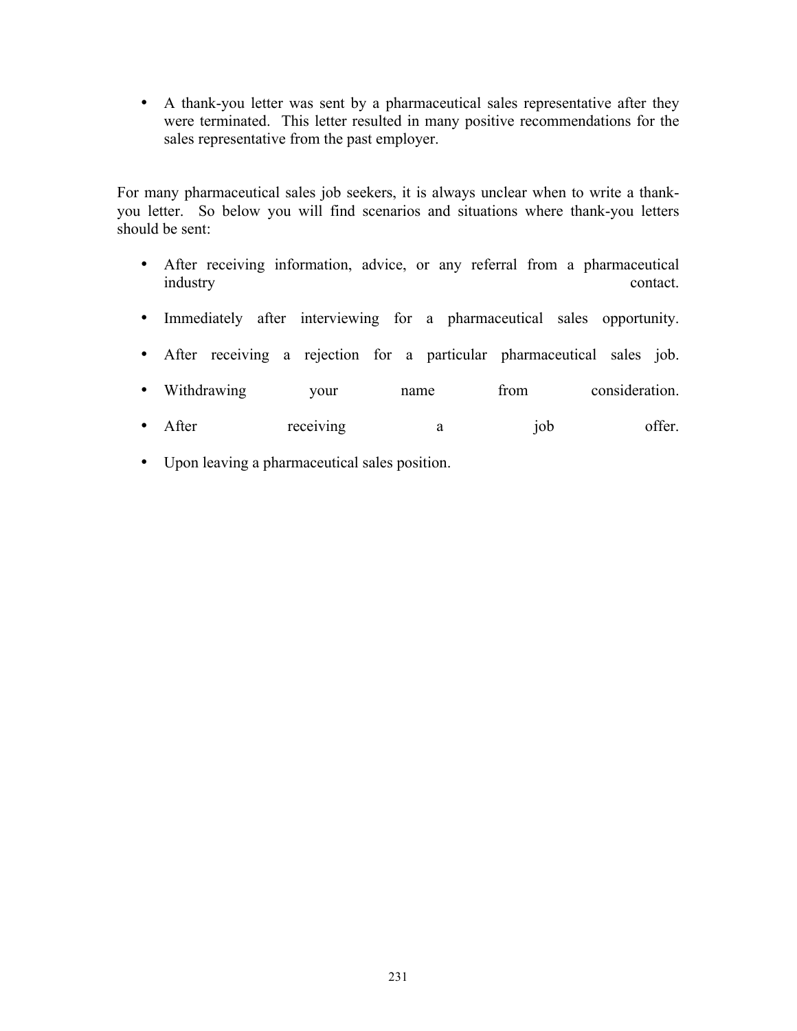- A thank-you letter was sent by a pharmaceutical sales representative after they were terminated. This letter resulted in many positive recommendations for the sales representative from the past employer.

For many pharmaceutical sales job seekers, it is always unclear when to write a thank-you letter. So below you will find scenarios and situations where thank-you letters should be sent:

- After receiving information, advice, or any referral from a pharmaceutical industry contact.
- Immediately after interviewing for a pharmaceutical sales opportunity.
- After receiving a rejection for a particular pharmaceutical sales job.
- Withdrawing your name from consideration.
- After receiving a job offer.
- Upon leaving a pharmaceutical sales position.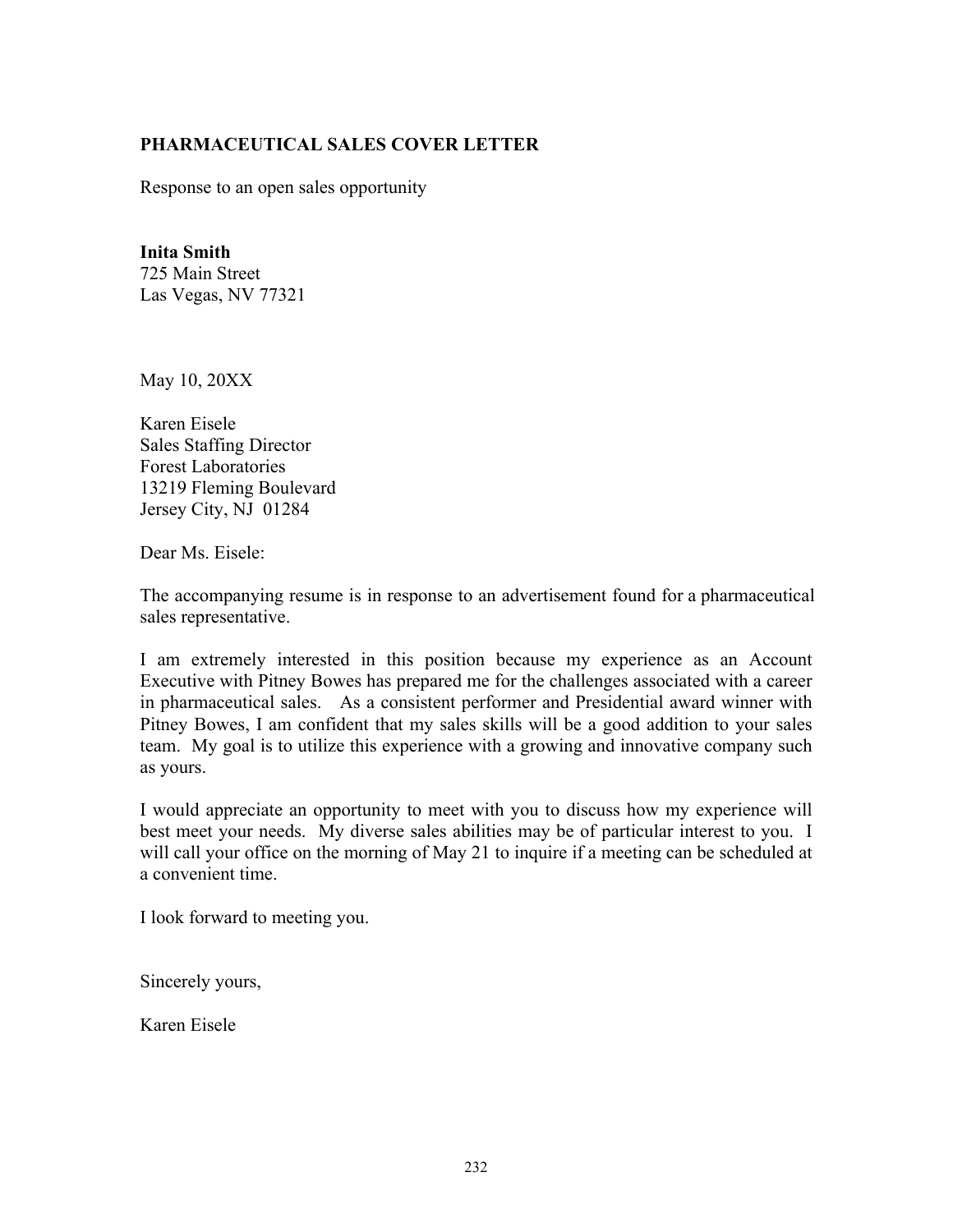**PHARMACEUTICAL SALES COVER LETTER**

Response to an open sales opportunity

**Inita Smith**
725 Main Street
Las Vegas, NV 77321

May 10, 20XX

Karen Eisele
Sales Staffing Director
Forest Laboratories
13219 Fleming Boulevard
Jersey City, NJ 01284

Dear Ms. Eisele:

The accompanying resume is in response to an advertisement found for a pharmaceutical sales representative.

I am extremely interested in this position because my experience as an Account Executive with Pitney Bowes has prepared me for the challenges associated with a career in pharmaceutical sales. As a consistent performer and Presidential award winner with Pitney Bowes, I am confident that my sales skills will be a good addition to your sales team. My goal is to utilize this experience with a growing and innovative company such as yours.

I would appreciate an opportunity to meet with you to discuss how my experience will best meet your needs. My diverse sales abilities may be of particular interest to you. I will call your office on the morning of May 21 to inquire if a meeting can be scheduled at a convenient time.

I look forward to meeting you.

Sincerely yours,

Karen Eisele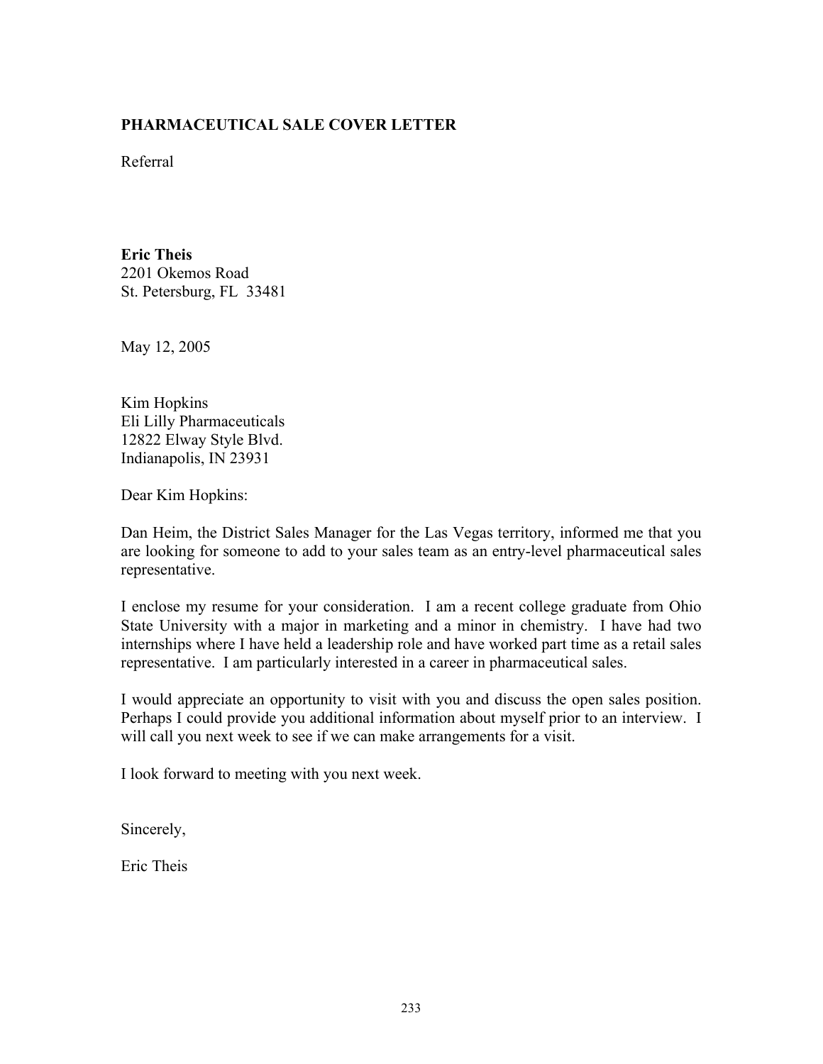## PHARMACEUTICAL SALE COVER LETTER

Referral

**Eric Theis**
2201 Okemos Road
St. Petersburg, FL 33481

May 12, 2005

Kim Hopkins
Eli Lilly Pharmaceuticals
12822 Elway Style Blvd.
Indianapolis, IN 23931

Dear Kim Hopkins:

Dan Heim, the District Sales Manager for the Las Vegas territory, informed me that you are looking for someone to add to your sales team as an entry-level pharmaceutical sales representative.

I enclose my resume for your consideration. I am a recent college graduate from Ohio State University with a major in marketing and a minor in chemistry. I have had two internships where I have held a leadership role and have worked part time as a retail sales representative. I am particularly interested in a career in pharmaceutical sales.

I would appreciate an opportunity to visit with you and discuss the open sales position. Perhaps I could provide you additional information about myself prior to an interview. I will call you next week to see if we can make arrangements for a visit.

I look forward to meeting with you next week.

Sincerely,

Eric Theis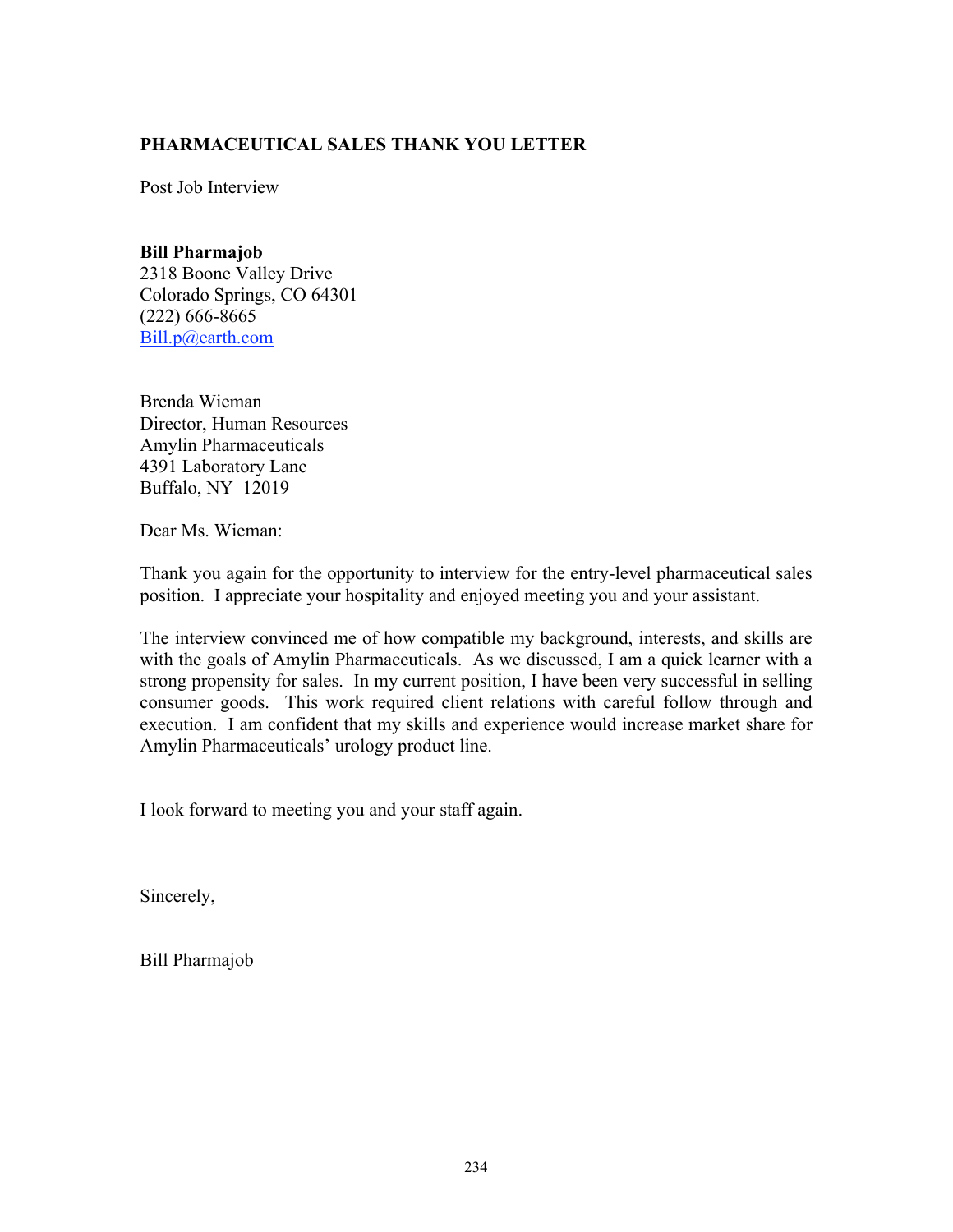## PHARMACEUTICAL SALES THANK YOU LETTER

Post Job Interview

**Bill Pharmajob**
2318 Boone Valley Drive
Colorado Springs, CO 64301
(222) 666-8665
Bill.p@earth.com

Brenda Wieman
Director, Human Resources
Amylin Pharmaceuticals
4391 Laboratory Lane
Buffalo, NY 12019

Dear Ms. Wieman:

Thank you again for the opportunity to interview for the entry-level pharmaceutical sales position. I appreciate your hospitality and enjoyed meeting you and your assistant.

The interview convinced me of how compatible my background, interests, and skills are with the goals of Amylin Pharmaceuticals. As we discussed, I am a quick learner with a strong propensity for sales. In my current position, I have been very successful in selling consumer goods. This work required client relations with careful follow through and execution. I am confident that my skills and experience would increase market share for Amylin Pharmaceuticals' urology product line.

I look forward to meeting you and your staff again.

Sincerely,

Bill Pharmajob